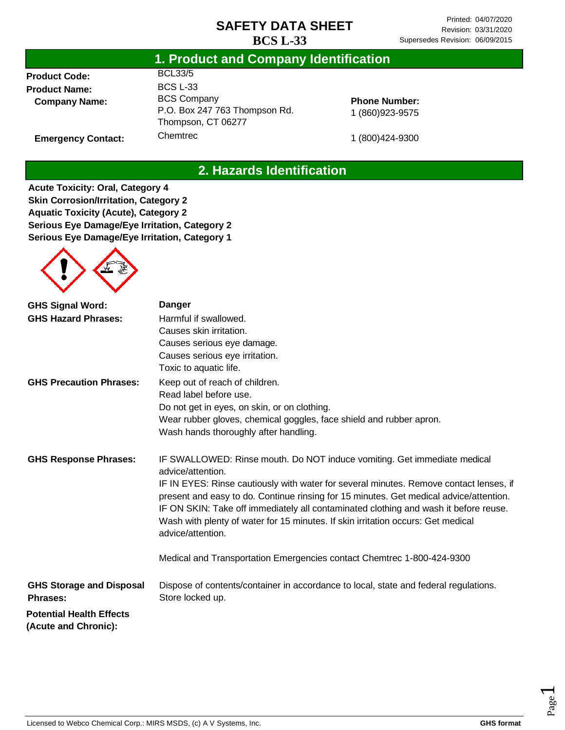# SAFETY DATA SHEET
# BCS L-33

Printed: 04/07/2020
Revision: 03/31/2020
Supersedes Revision: 06/09/2015

## 1. Product and Company Identification

**Product Code:** BCL33/5

**Product Name:** BCS L-33

**Company Name:** BCS Company
P.O. Box 247 763 Thompson Rd.
Thompson, CT 06277

**Phone Number:** 1 (860)923-9575

**Emergency Contact:** Chemtrec 1 (800)424-9300

## 2. Hazards Identification

**Acute Toxicity: Oral, Category 4**
**Skin Corrosion/Irritation, Category 2**
**Aquatic Toxicity (Acute), Category 2**
**Serious Eye Damage/Eye Irritation, Category 2**
**Serious Eye Damage/Eye Irritation, Category 1**

**GHS Signal Word:** **Danger**

**GHS Hazard Phrases:**
Harmful if swallowed.
Causes skin irritation.
Causes serious eye damage.
Causes serious eye irritation.
Toxic to aquatic life.

**GHS Precaution Phrases:**
Keep out of reach of children.
Read label before use.
Do not get in eyes, on skin, or on clothing.
Wear rubber gloves, chemical goggles, face shield and rubber apron.
Wash hands thoroughly after handling.

**GHS Response Phrases:**
IF SWALLOWED: Rinse mouth. Do NOT induce vomiting. Get immediate medical advice/attention.
IF IN EYES: Rinse cautiously with water for several minutes. Remove contact lenses, if present and easy to do. Continue rinsing for 15 minutes. Get medical advice/attention.
IF ON SKIN: Take off immediately all contaminated clothing and wash it before reuse. Wash with plenty of water for 15 minutes. If skin irritation occurs: Get medical advice/attention.

Medical and Transportation Emergencies contact Chemtrec 1-800-424-9300

**GHS Storage and Disposal Phrases:**
Dispose of contents/container in accordance to local, state and federal regulations.
Store locked up.

**Potential Health Effects (Acute and Chronic):**

Licensed to Webco Chemical Corp.: MIRS MSDS, (c) A V Systems, Inc. **GHS format**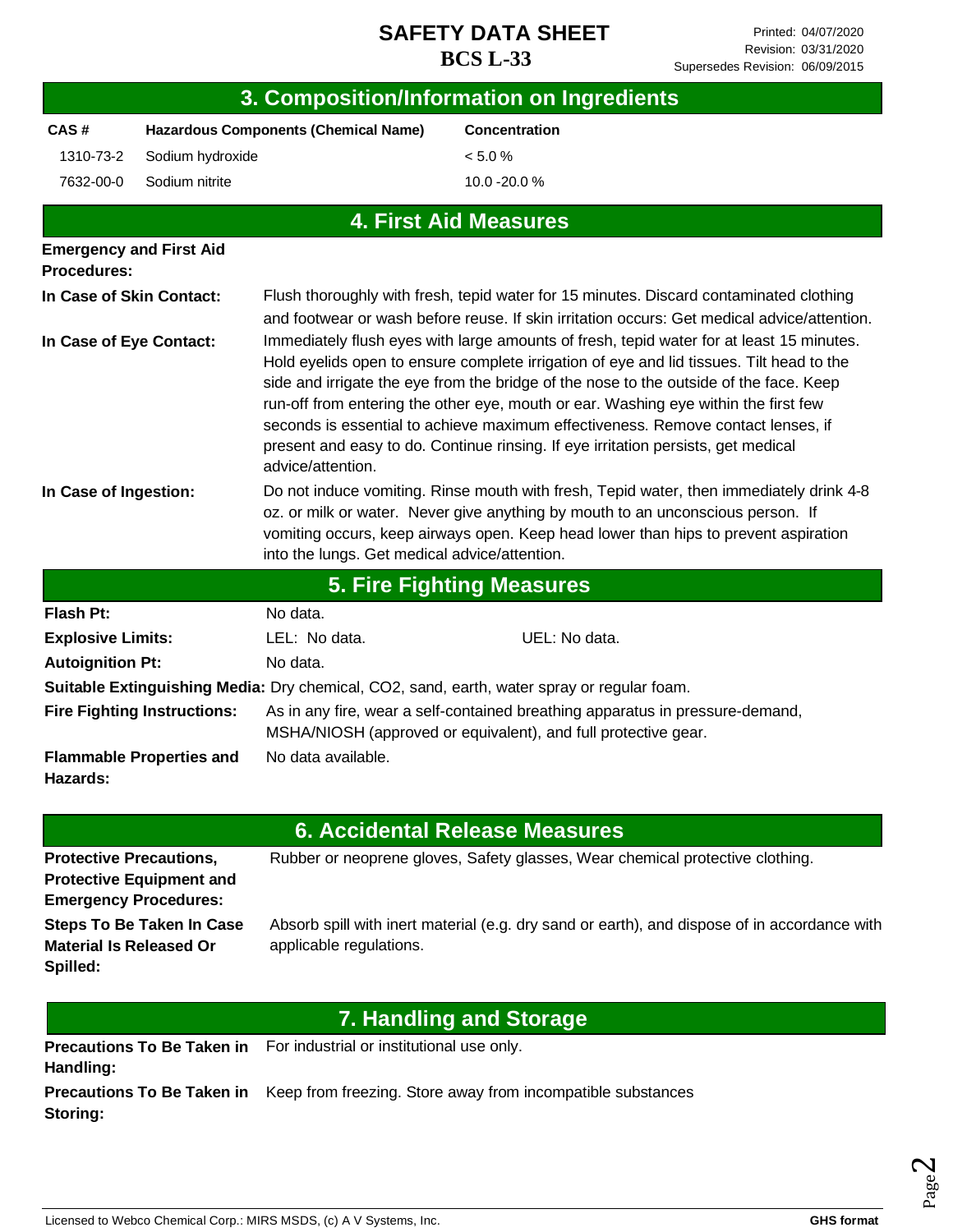## 3. Composition/Information on Ingredients

| CAS # | Hazardous Components (Chemical Name) | Concentration |
|---|---|---|
| 1310-73-2 | Sodium hydroxide | < 5.0 % |
| 7632-00-0 | Sodium nitrite | 10.0 -20.0 % |

## 4. First Aid Measures

**Emergency and First Aid Procedures:**

**In Case of Skin Contact:** Flush thoroughly with fresh, tepid water for 15 minutes. Discard contaminated clothing and footwear or wash before reuse. If skin irritation occurs: Get medical advice/attention.

**In Case of Eye Contact:** Immediately flush eyes with large amounts of fresh, tepid water for at least 15 minutes. Hold eyelids open to ensure complete irrigation of eye and lid tissues. Tilt head to the side and irrigate the eye from the bridge of the nose to the outside of the face. Keep run-off from entering the other eye, mouth or ear. Washing eye within the first few seconds is essential to achieve maximum effectiveness. Remove contact lenses, if present and easy to do. Continue rinsing. If eye irritation persists, get medical advice/attention.

**In Case of Ingestion:** Do not induce vomiting. Rinse mouth with fresh, Tepid water, then immediately drink 4-8 oz. or milk or water. Never give anything by mouth to an unconscious person. If vomiting occurs, keep airways open. Keep head lower than hips to prevent aspiration into the lungs. Get medical advice/attention.

## 5. Fire Fighting Measures

**Flash Pt:** No data.

**Explosive Limits:** LEL: No data. UEL: No data.

**Autoignition Pt:** No data.

**Suitable Extinguishing Media:** Dry chemical, CO2, sand, earth, water spray or regular foam.

**Fire Fighting Instructions:** As in any fire, wear a self-contained breathing apparatus in pressure-demand, MSHA/NIOSH (approved or equivalent), and full protective gear.

**Flammable Properties and Hazards:** No data available.

## 6. Accidental Release Measures

**Protective Precautions, Protective Equipment and Emergency Procedures:** Rubber or neoprene gloves, Safety glasses, Wear chemical protective clothing.

**Steps To Be Taken In Case Material Is Released Or Spilled:** Absorb spill with inert material (e.g. dry sand or earth), and dispose of in accordance with applicable regulations.

## 7. Handling and Storage

**Precautions To Be Taken in Handling:** For industrial or institutional use only.

**Precautions To Be Taken in Storing:** Keep from freezing. Store away from incompatible substances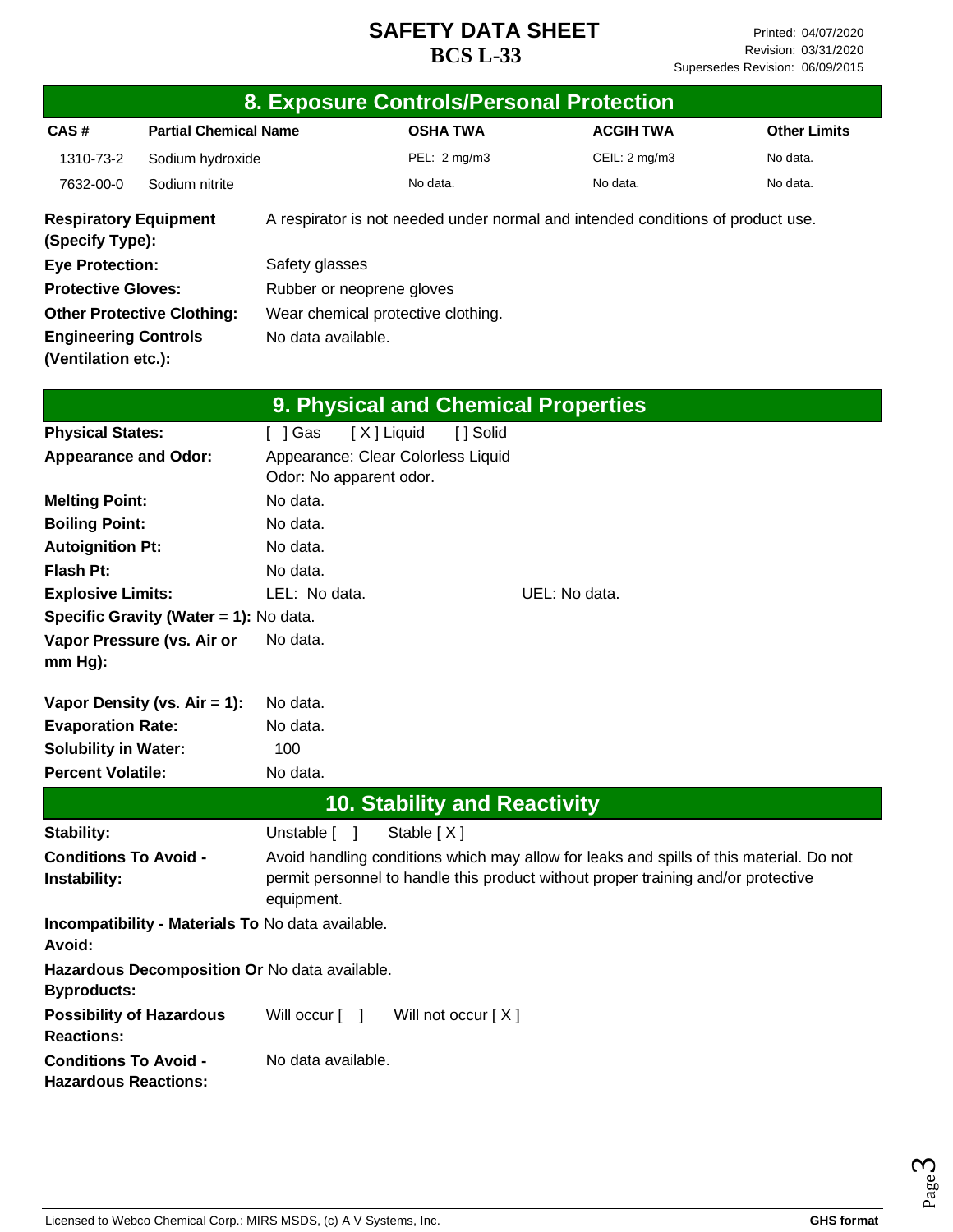# SAFETY DATA SHEET

**BCS L-33**

Printed: 04/07/2020
Revision: 03/31/2020
Supersedes Revision: 06/09/2015

## 8. Exposure Controls/Personal Protection

| CAS # | Partial Chemical Name | OSHA TWA | ACGIH TWA | Other Limits |
|---|---|---|---|---|
| 1310-73-2 | Sodium hydroxide | PEL: 2 mg/m3 | CEIL: 2 mg/m3 | No data. |
| 7632-00-0 | Sodium nitrite | No data. | No data. | No data. |

**Respiratory Equipment (Specify Type):** A respirator is not needed under normal and intended conditions of product use.

**Eye Protection:** Safety glasses

**Protective Gloves:** Rubber or neoprene gloves

**Other Protective Clothing:** Wear chemical protective clothing.

**Engineering Controls (Ventilation etc.):** No data available.

## 9. Physical and Chemical Properties

**Physical States:** [ ] Gas [ X ] Liquid [ ] Solid

**Appearance and Odor:** Appearance: Clear Colorless Liquid
Odor: No apparent odor.

**Melting Point:** No data.

**Boiling Point:** No data.

**Autoignition Pt:** No data.

**Flash Pt:** No data.

**Explosive Limits:** LEL: No data. UEL: No data.

**Specific Gravity (Water = 1):** No data.

**Vapor Pressure (vs. Air or mm Hg):** No data.

**Vapor Density (vs. Air = 1):** No data.

**Evaporation Rate:** No data.

**Solubility in Water:** 100

**Percent Volatile:** No data.

## 10. Stability and Reactivity

**Stability:** Unstable [ ] Stable [ X ]

**Conditions To Avoid - Instability:** Avoid handling conditions which may allow for leaks and spills of this material. Do not permit personnel to handle this product without proper training and/or protective equipment.

**Incompatibility - Materials To Avoid:** No data available.

**Hazardous Decomposition Or Byproducts:** No data available.

**Possibility of Hazardous Reactions:** Will occur [ ] Will not occur [ X ]

**Conditions To Avoid - Hazardous Reactions:** No data available.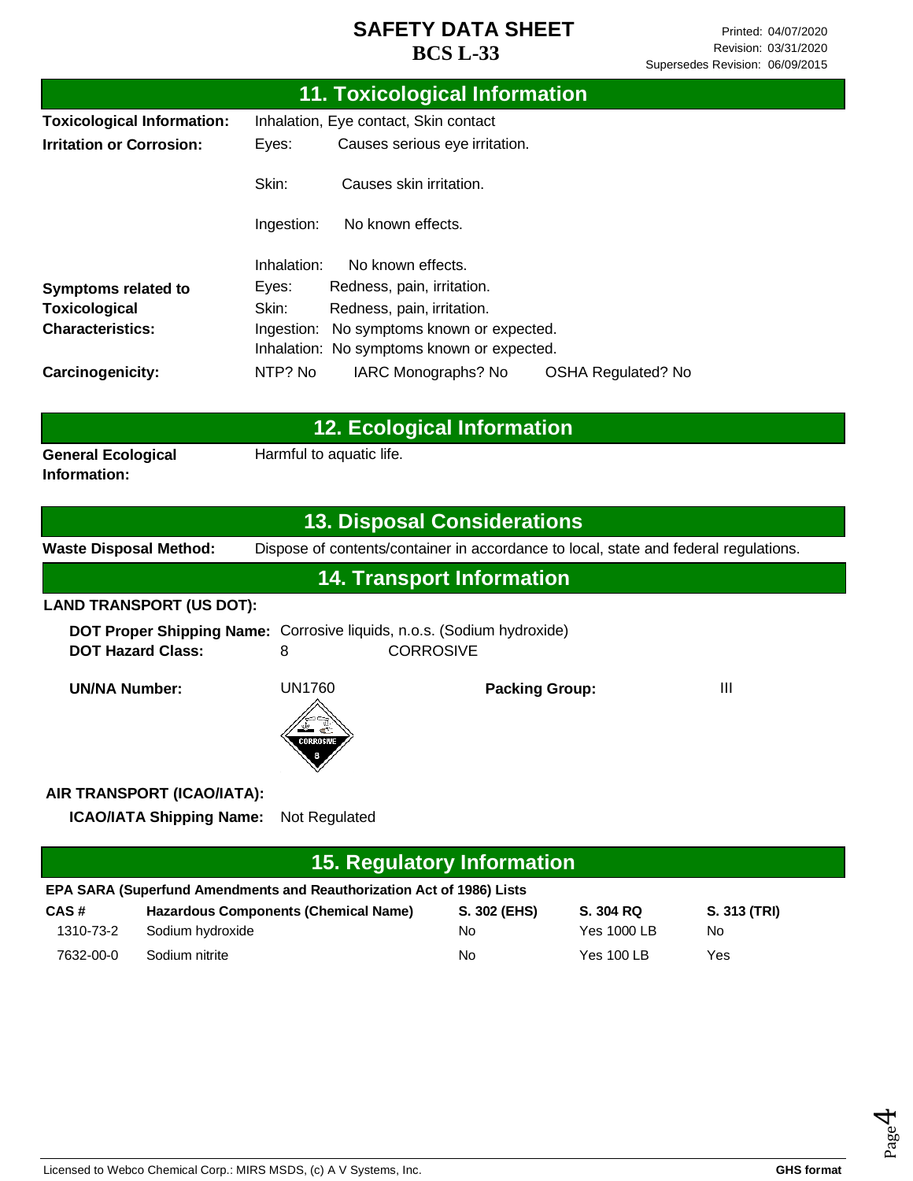# SAFETY DATA SHEET
# BCS L-33

Printed: 04/07/2020
Revision: 03/31/2020
Supersedes Revision: 06/09/2015

## 11. Toxicological Information

**Toxicological Information:** Inhalation, Eye contact, Skin contact

**Irritation or Corrosion:**
- Eyes: Causes serious eye irritation.
- Skin: Causes skin irritation.
- Ingestion: No known effects.
- Inhalation: No known effects.

**Symptoms related to Toxicological Characteristics:**
- Eyes: Redness, pain, irritation.
- Skin: Redness, pain, irritation.
- Ingestion: No symptoms known or expected.
- Inhalation: No symptoms known or expected.

**Carcinogenicity:** NTP? No IARC Monographs? No OSHA Regulated? No

## 12. Ecological Information

**General Ecological Information:** Harmful to aquatic life.

## 13. Disposal Considerations

**Waste Disposal Method:** Dispose of contents/container in accordance to local, state and federal regulations.

## 14. Transport Information

**LAND TRANSPORT (US DOT):**

**DOT Proper Shipping Name:** Corrosive liquids, n.o.s. (Sodium hydroxide)
**DOT Hazard Class:** 8 CORROSIVE

**UN/NA Number:** UN1760 **Packing Group:** III

**AIR TRANSPORT (ICAO/IATA):**

**ICAO/IATA Shipping Name:** Not Regulated

## 15. Regulatory Information

**EPA SARA (Superfund Amendments and Reauthorization Act of 1986) Lists**

| CAS # | Hazardous Components (Chemical Name) | S. 302 (EHS) | S. 304 RQ | S. 313 (TRI) |
|---|---|---|---|---|
| 1310-73-2 | Sodium hydroxide | No | Yes 1000 LB | No |
| 7632-00-0 | Sodium nitrite | No | Yes 100 LB | Yes |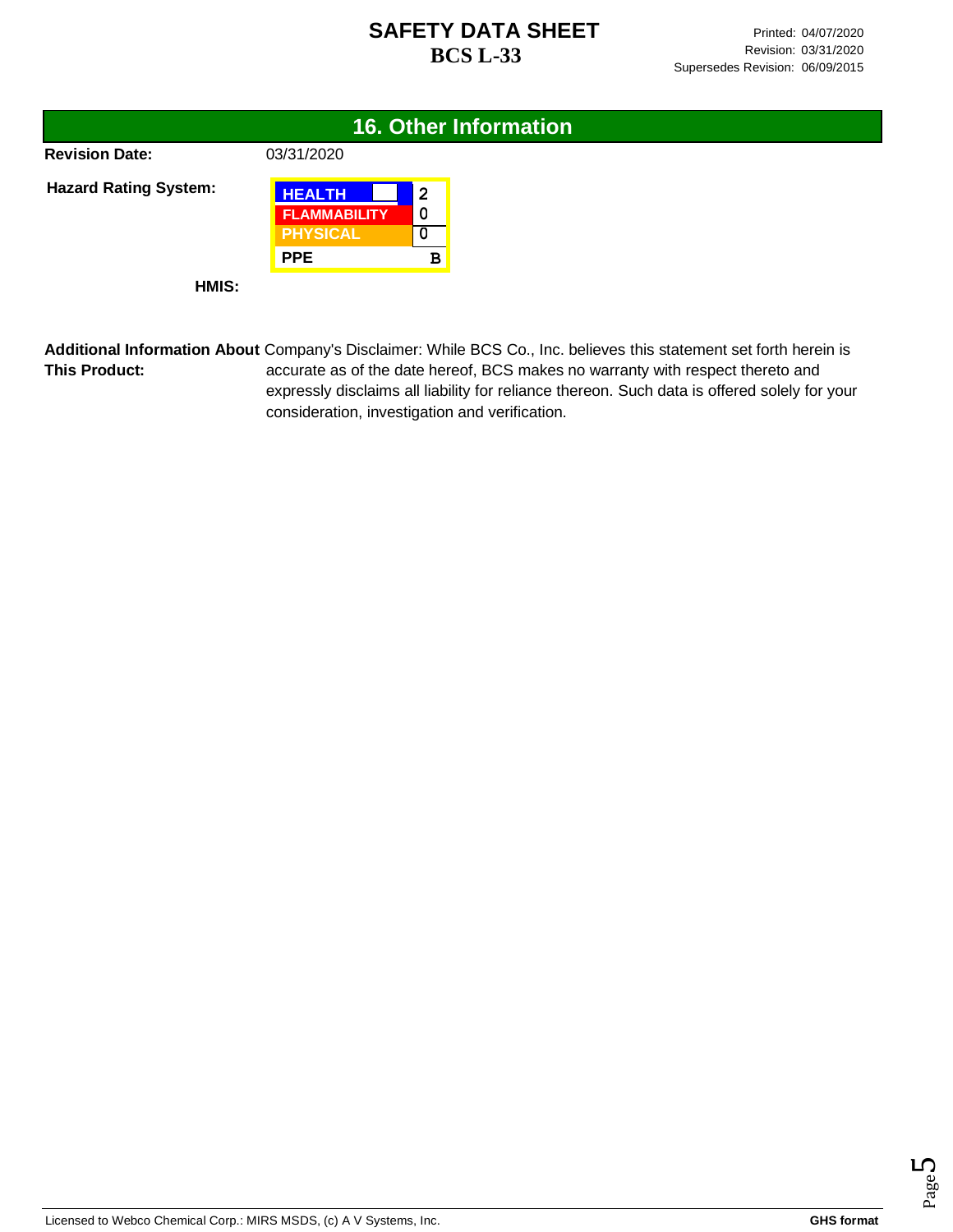## 16. Other Information

**Revision Date:** 03/31/2020

**Hazard Rating System:**

| | |
|---|---|
| HEALTH | 2 |
| FLAMMABILITY | 0 |
| PHYSICAL | 0 |
| PPE | B |

**HMIS:**

**Additional Information About This Product:** Company's Disclaimer: While BCS Co., Inc. believes this statement set forth herein is accurate as of the date hereof, BCS makes no warranty with respect thereto and expressly disclaims all liability for reliance thereon. Such data is offered solely for your consideration, investigation and verification.